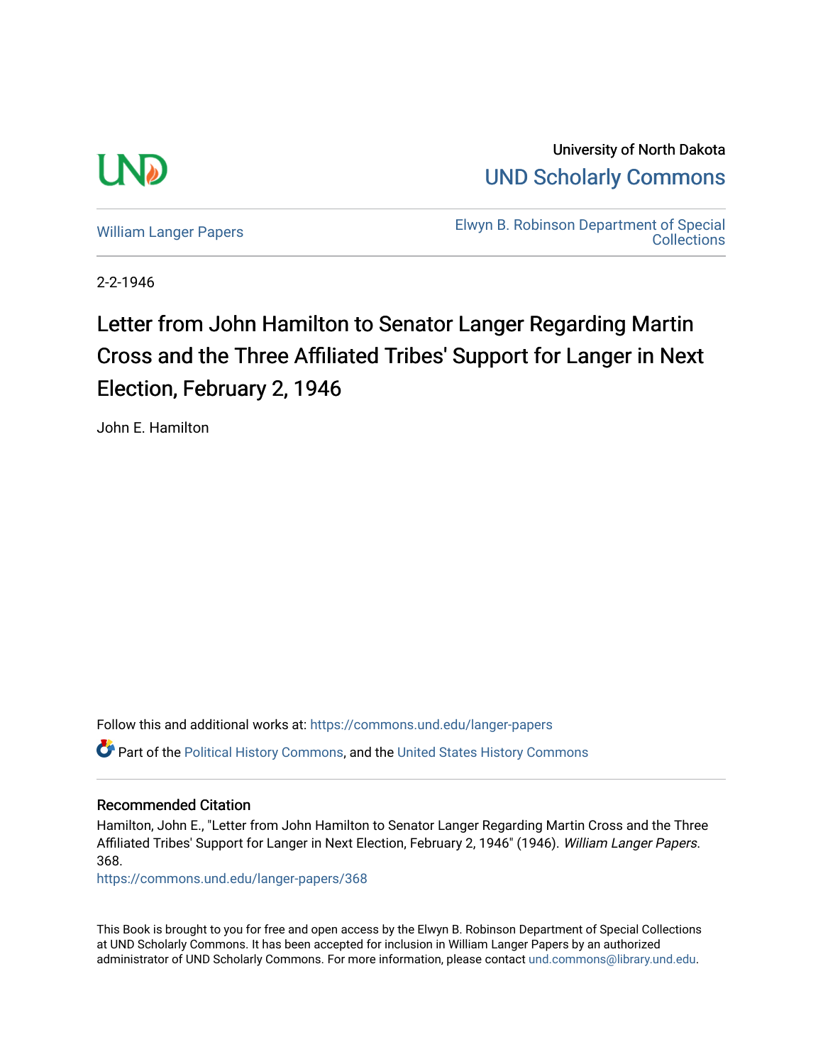University of North Dakota

UND Scholarly Commons

William Langer Papers

Elwyn B. Robinson Department of Special Collections

2-2-1946

# Letter from John Hamilton to Senator Langer Regarding Martin Cross and the Three Affiliated Tribes' Support for Langer in Next Election, February 2, 1946

John E. Hamilton

Follow this and additional works at: https://commons.und.edu/langer-papers

Part of the Political History Commons, and the United States History Commons

## Recommended Citation

Hamilton, John E., "Letter from John Hamilton to Senator Langer Regarding Martin Cross and the Three Affiliated Tribes' Support for Langer in Next Election, February 2, 1946" (1946). *William Langer Papers*. 368.
https://commons.und.edu/langer-papers/368

This Book is brought to you for free and open access by the Elwyn B. Robinson Department of Special Collections at UND Scholarly Commons. It has been accepted for inclusion in William Langer Papers by an authorized administrator of UND Scholarly Commons. For more information, please contact und.commons@library.und.edu.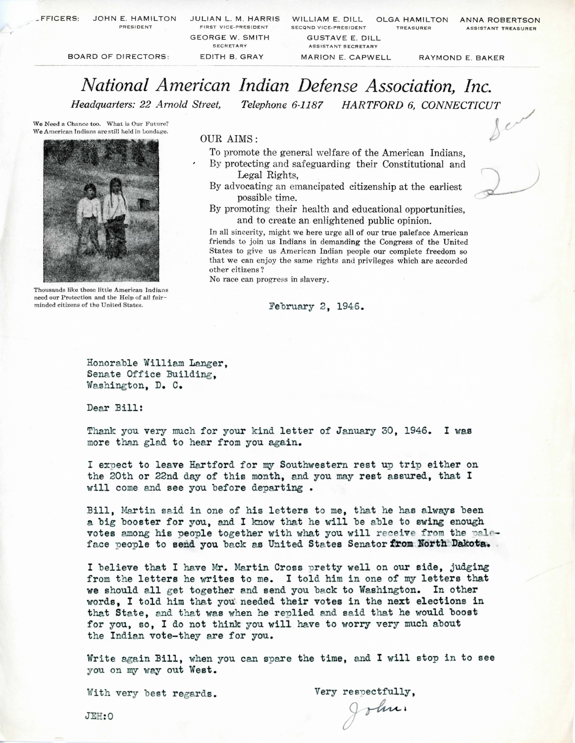OFFICERS: JOHN E. HAMILTON, PRESIDENT; JULIAN L. M. HARRIS, FIRST VICE-PRESIDENT; WILLIAM E. DILL, SECOND VICE-PRESIDENT; OLGA HAMILTON, TREASURER; ANNA ROBERTSON, ASSISTANT TREASURER; GEORGE W. SMITH, SECRETARY; GUSTAVE E. DILL, ASSISTANT SECRETARY

BOARD OF DIRECTORS: EDITH B. GRAY, MARION E. CAPWELL, RAYMOND E. BAKER

# *National American Indian Defense Association, Inc.*

*Headquarters: 22 Arnold Street, Telephone 6-1187 HARTFORD 6, CONNECTICUT*

We Need a Chance too. What is Our Future? We American Indians are still held in bondage.

Thousands like these little American Indians need our Protection and the Help of all fair-minded citizens of the United States.

OUR AIMS:

To promote the general welfare of the American Indians,
By protecting and safeguarding their Constitutional and Legal Rights,
By advocating an emancipated citizenship at the earliest possible time.
By promoting their health and educational opportunities, and to create an enlightened public opinion.

In all sincerity, might we here urge all of our true paleface American friends to join us Indians in demanding the Congress of the United States to give us American Indian people our complete freedom so that we can enjoy the same rights and privileges which are accorded other citizens?

No race can progress in slavery.

February 2, 1946.

Honorable William Langer,
Senate Office Building,
Washington, D. C.

Dear Bill:

Thank you very much for your kind letter of January 30, 1946. I was more than glad to hear from you again.

I expect to leave Hartford for my Southwestern rest up trip either on the 20th or 22nd day of this month, and you may rest assured, that I will come and see you before departing .

Bill, Martin said in one of his letters to me, that he has always been a big booster for you, and I know that he will be able to swing enough votes among his people together with what you will receive from the paleface people to send you back as United States Senator from North Dakota.

I believe that I have Mr. Martin Cross pretty well on our side, judging from the letters he writes to me. I told him in one of my letters that we should all get together and send you back to Washington. In other words, I told him that you needed their votes in the next elections in that State, and that was when he replied and said that he would boost for you, so, I do not think you will have to worry very much about the Indian vote-they are for you.

Write again Bill, when you can spare the time, and I will stop in to see you on my way out West.

With very best regards.

Very respectfully,

John.

JEH:O